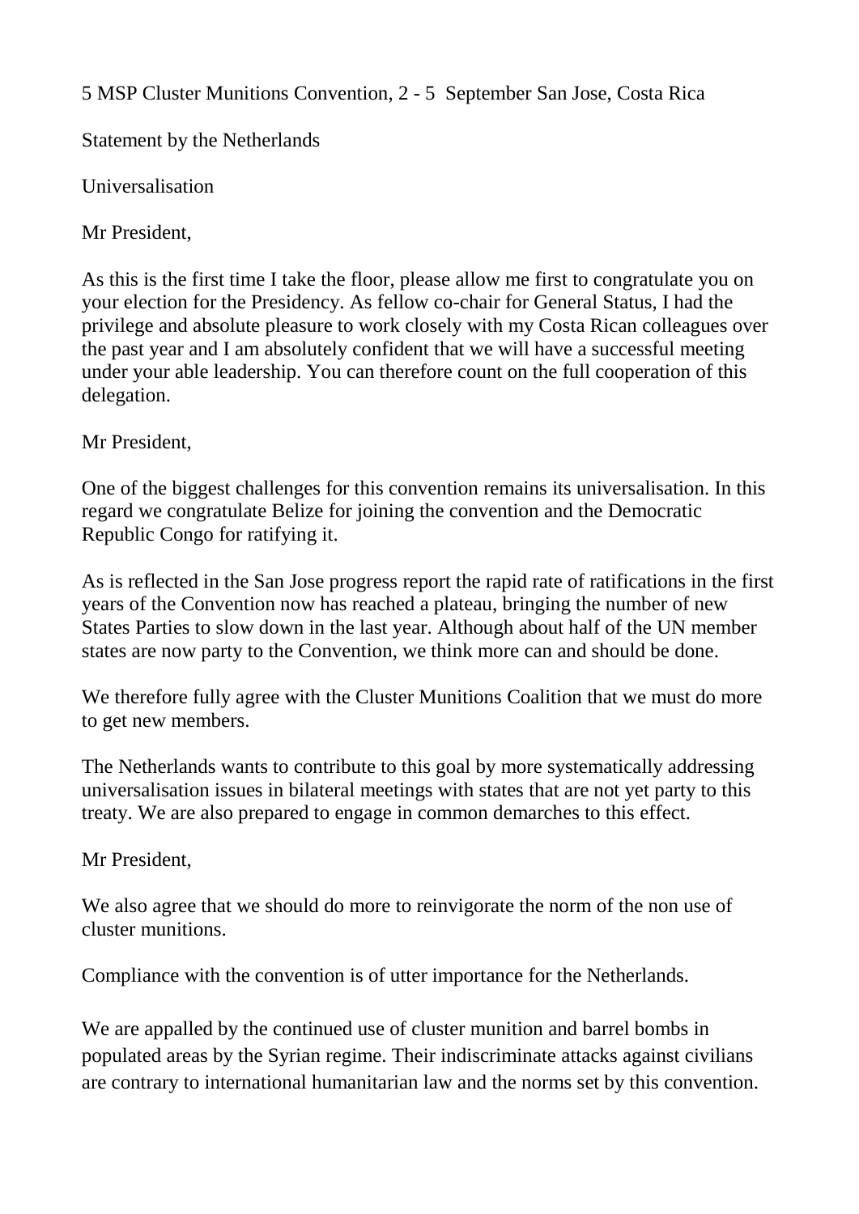5 MSP Cluster Munitions Convention, 2 - 5 September San Jose, Costa Rica

Statement by the Netherlands

Universalisation

Mr President,

As this is the first time I take the floor, please allow me first to congratulate you on your election for the Presidency. As fellow co-chair for General Status, I had the privilege and absolute pleasure to work closely with my Costa Rican colleagues over the past year and I am absolutely confident that we will have a successful meeting under your able leadership. You can therefore count on the full cooperation of this delegation.

Mr President,

One of the biggest challenges for this convention remains its universalisation. In this regard we congratulate Belize for joining the convention and the Democratic Republic Congo for ratifying it.

As is reflected in the San Jose progress report the rapid rate of ratifications in the first years of the Convention now has reached a plateau, bringing the number of new States Parties to slow down in the last year. Although about half of the UN member states are now party to the Convention, we think more can and should be done.

We therefore fully agree with the Cluster Munitions Coalition that we must do more to get new members.

The Netherlands wants to contribute to this goal by more systematically addressing universalisation issues in bilateral meetings with states that are not yet party to this treaty. We are also prepared to engage in common demarches to this effect.

Mr President,

We also agree that we should do more to reinvigorate the norm of the non use of cluster munitions.

Compliance with the convention is of utter importance for the Netherlands.

We are appalled by the continued use of cluster munition and barrel bombs in populated areas by the Syrian regime. Their indiscriminate attacks against civilians are contrary to international humanitarian law and the norms set by this convention.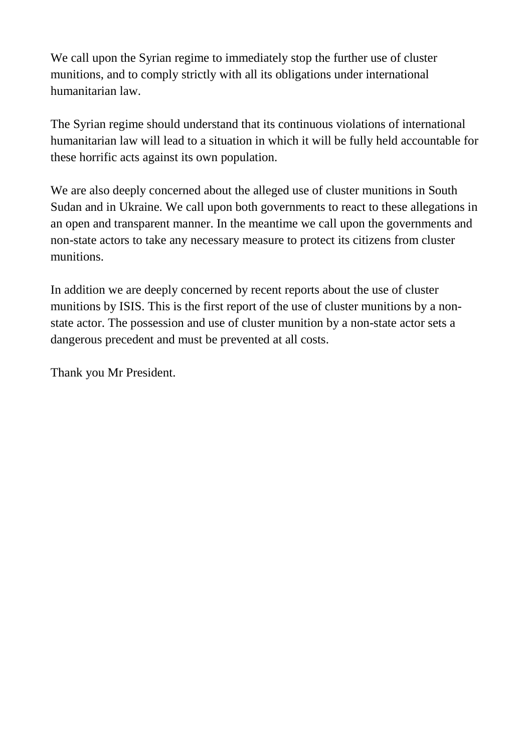We call upon the Syrian regime to immediately stop the further use of cluster munitions, and to comply strictly with all its obligations under international humanitarian law.

The Syrian regime should understand that its continuous violations of international humanitarian law will lead to a situation in which it will be fully held accountable for these horrific acts against its own population.

We are also deeply concerned about the alleged use of cluster munitions in South Sudan and in Ukraine. We call upon both governments to react to these allegations in an open and transparent manner. In the meantime we call upon the governments and non-state actors to take any necessary measure to protect its citizens from cluster munitions.

In addition we are deeply concerned by recent reports about the use of cluster munitions by ISIS. This is the first report of the use of cluster munitions by a non-state actor. The possession and use of cluster munition by a non-state actor sets a dangerous precedent and must be prevented at all costs.

Thank you Mr President.